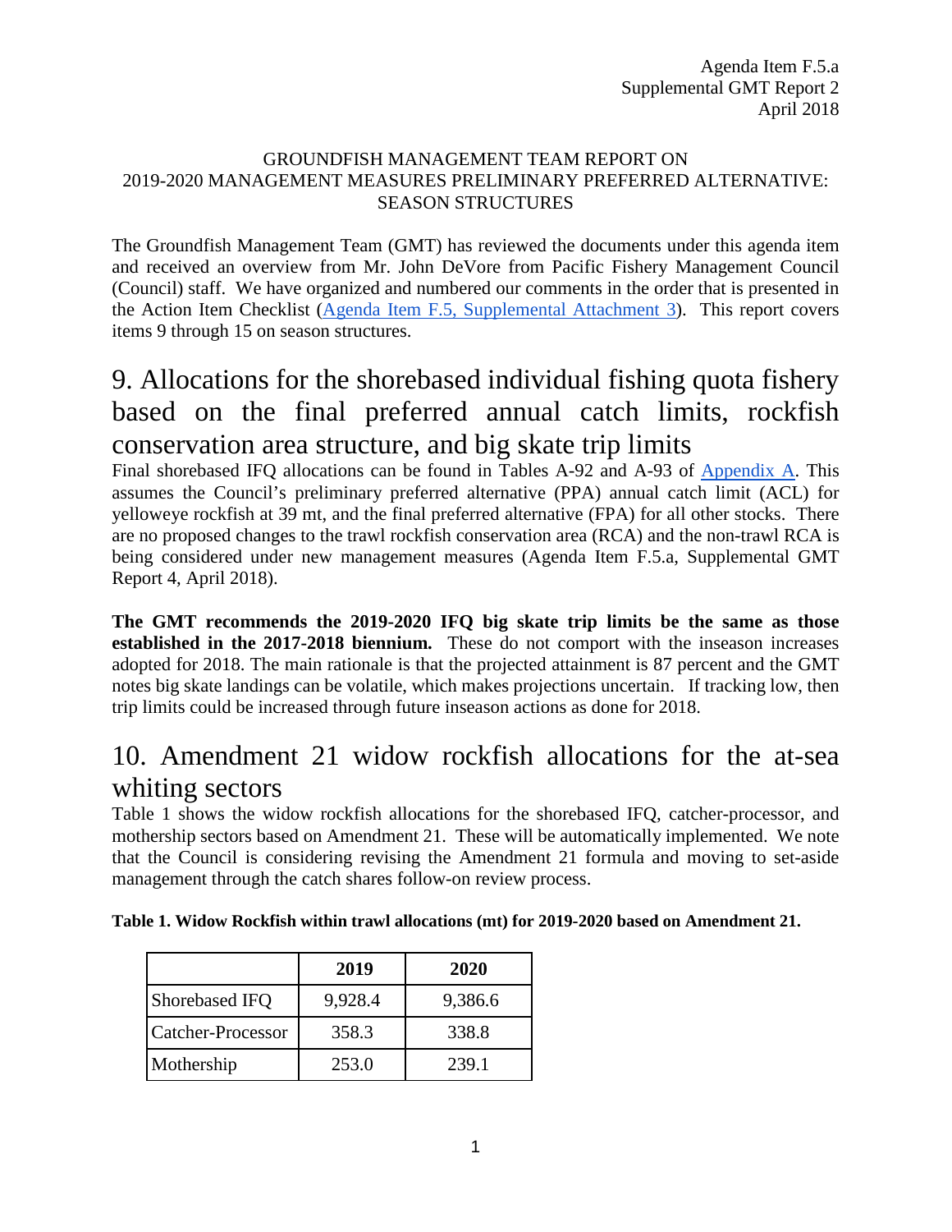Agenda Item F.5.a
Supplemental GMT Report 2
April 2018

GROUNDFISH MANAGEMENT TEAM REPORT ON
2019-2020 MANAGEMENT MEASURES PRELIMINARY PREFERRED ALTERNATIVE:
SEASON STRUCTURES

The Groundfish Management Team (GMT) has reviewed the documents under this agenda item and received an overview from Mr. John DeVore from Pacific Fishery Management Council (Council) staff. We have organized and numbered our comments in the order that is presented in the Action Item Checklist (Agenda Item F.5, Supplemental Attachment 3). This report covers items 9 through 15 on season structures.

# 9. Allocations for the shorebased individual fishing quota fishery based on the final preferred annual catch limits, rockfish conservation area structure, and big skate trip limits

Final shorebased IFQ allocations can be found in Tables A-92 and A-93 of Appendix A. This assumes the Council's preliminary preferred alternative (PPA) annual catch limit (ACL) for yelloweye rockfish at 39 mt, and the final preferred alternative (FPA) for all other stocks. There are no proposed changes to the trawl rockfish conservation area (RCA) and the non-trawl RCA is being considered under new management measures (Agenda Item F.5.a, Supplemental GMT Report 4, April 2018).

**The GMT recommends the 2019-2020 IFQ big skate trip limits be the same as those established in the 2017-2018 biennium.** These do not comport with the inseason increases adopted for 2018. The main rationale is that the projected attainment is 87 percent and the GMT notes big skate landings can be volatile, which makes projections uncertain. If tracking low, then trip limits could be increased through future inseason actions as done for 2018.

# 10. Amendment 21 widow rockfish allocations for the at-sea whiting sectors

Table 1 shows the widow rockfish allocations for the shorebased IFQ, catcher-processor, and mothership sectors based on Amendment 21. These will be automatically implemented. We note that the Council is considering revising the Amendment 21 formula and moving to set-aside management through the catch shares follow-on review process.

**Table 1. Widow Rockfish within trawl allocations (mt) for 2019-2020 based on Amendment 21.**

| | 2019 | 2020 |
|---|---|---|
| Shorebased IFQ | 9,928.4 | 9,386.6 |
| Catcher-Processor | 358.3 | 338.8 |
| Mothership | 253.0 | 239.1 |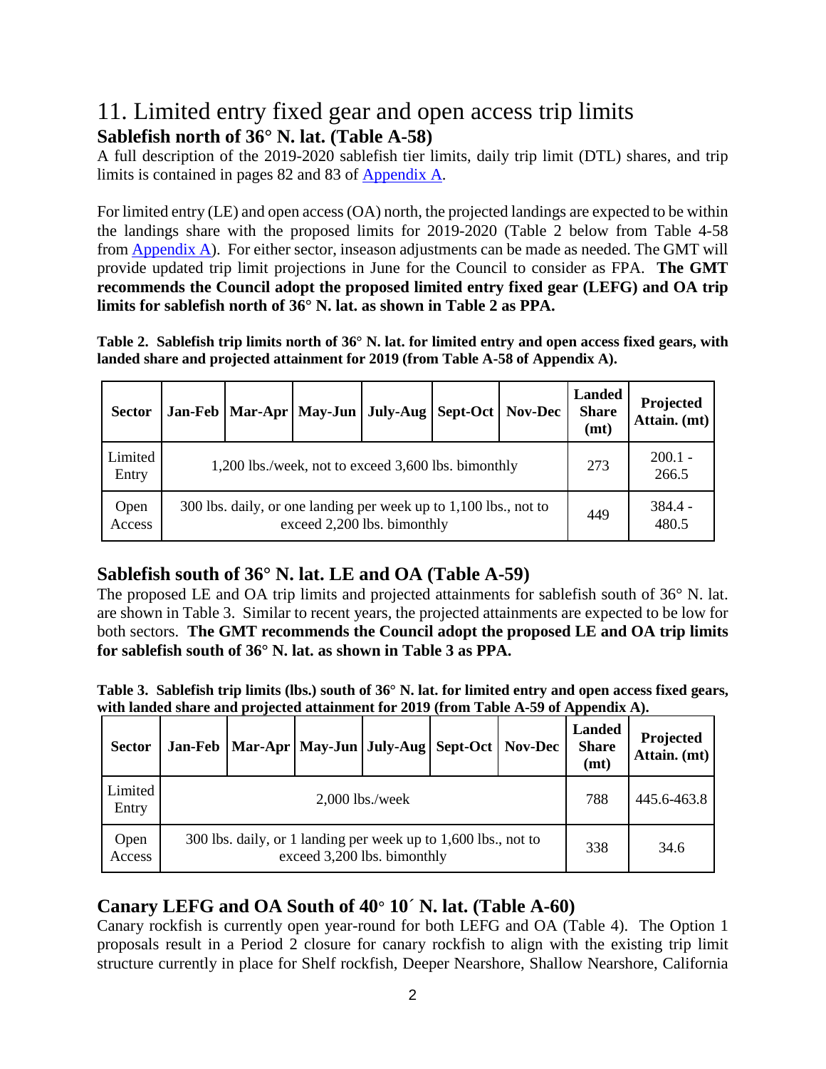## 11. Limited entry fixed gear and open access trip limits

### Sablefish north of 36° N. lat. (Table A-58)

A full description of the 2019-2020 sablefish tier limits, daily trip limit (DTL) shares, and trip limits is contained in pages 82 and 83 of Appendix A.

For limited entry (LE) and open access (OA) north, the projected landings are expected to be within the landings share with the proposed limits for 2019-2020 (Table 2 below from Table 4-58 from Appendix A). For either sector, inseason adjustments can be made as needed. The GMT will provide updated trip limit projections in June for the Council to consider as FPA. **The GMT recommends the Council adopt the proposed limited entry fixed gear (LEFG) and OA trip limits for sablefish north of 36° N. lat. as shown in Table 2 as PPA.**

**Table 2. Sablefish trip limits north of 36° N. lat. for limited entry and open access fixed gears, with landed share and projected attainment for 2019 (from Table A-58 of Appendix A).**

| Sector | Jan-Feb | Mar-Apr | May-Jun | July-Aug | Sept-Oct | Nov-Dec | Landed Share (mt) | Projected Attain. (mt) |
|---|---|---|---|---|---|---|---|---|
| Limited Entry | 1,200 lbs./week, not to exceed 3,600 lbs. bimonthly | | | | | | 273 | 200.1 - 266.5 |
| Open Access | 300 lbs. daily, or one landing per week up to 1,100 lbs., not to exceed 2,200 lbs. bimonthly | | | | | | 449 | 384.4 - 480.5 |

### Sablefish south of 36° N. lat. LE and OA (Table A-59)

The proposed LE and OA trip limits and projected attainments for sablefish south of 36° N. lat. are shown in Table 3. Similar to recent years, the projected attainments are expected to be low for both sectors. **The GMT recommends the Council adopt the proposed LE and OA trip limits for sablefish south of 36° N. lat. as shown in Table 3 as PPA.**

**Table 3. Sablefish trip limits (lbs.) south of 36° N. lat. for limited entry and open access fixed gears, with landed share and projected attainment for 2019 (from Table A-59 of Appendix A).**

| Sector | Jan-Feb | Mar-Apr | May-Jun | July-Aug | Sept-Oct | Nov-Dec | Landed Share (mt) | Projected Attain. (mt) |
|---|---|---|---|---|---|---|---|---|
| Limited Entry | 2,000 lbs./week | | | | | | 788 | 445.6-463.8 |
| Open Access | 300 lbs. daily, or 1 landing per week up to 1,600 lbs., not to exceed 3,200 lbs. bimonthly | | | | | | 338 | 34.6 |

### Canary LEFG and OA South of 40° 10´ N. lat. (Table A-60)

Canary rockfish is currently open year-round for both LEFG and OA (Table 4). The Option 1 proposals result in a Period 2 closure for canary rockfish to align with the existing trip limit structure currently in place for Shelf rockfish, Deeper Nearshore, Shallow Nearshore, California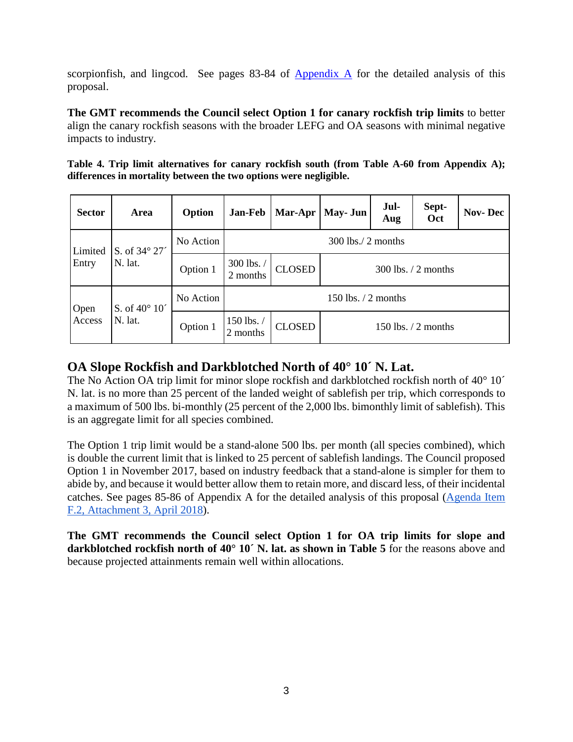scorpionfish, and lingcod. See pages 83-84 of [Appendix A](#) for the detailed analysis of this proposal.

**The GMT recommends the Council select Option 1 for canary rockfish trip limits** to better align the canary rockfish seasons with the broader LEFG and OA seasons with minimal negative impacts to industry.

**Table 4. Trip limit alternatives for canary rockfish south (from Table A-60 from Appendix A); differences in mortality between the two options were negligible.**

| Sector | Area | Option | Jan-Feb | Mar-Apr | May- Jun | Jul-Aug | Sept-Oct | Nov- Dec |
|---|---|---|---|---|---|---|---|---|
| Limited Entry | S. of 34° 27´ N. lat. | No Action | 300 lbs./ 2 months | | | | | |
| | | Option 1 | 300 lbs. / 2 months | CLOSED | 300 lbs. / 2 months | | | |
| Open Access | S. of 40° 10´ N. lat. | No Action | 150 lbs. / 2 months | | | | | |
| | | Option 1 | 150 lbs. / 2 months | CLOSED | 150 lbs. / 2 months | | | |

## OA Slope Rockfish and Darkblotched North of 40° 10´ N. Lat.

The No Action OA trip limit for minor slope rockfish and darkblotched rockfish north of 40° 10´ N. lat. is no more than 25 percent of the landed weight of sablefish per trip, which corresponds to a maximum of 500 lbs. bi-monthly (25 percent of the 2,000 lbs. bimonthly limit of sablefish). This is an aggregate limit for all species combined.

The Option 1 trip limit would be a stand-alone 500 lbs. per month (all species combined), which is double the current limit that is linked to 25 percent of sablefish landings. The Council proposed Option 1 in November 2017, based on industry feedback that a stand-alone is simpler for them to abide by, and because it would better allow them to retain more, and discard less, of their incidental catches. See pages 85-86 of Appendix A for the detailed analysis of this proposal ([Agenda Item F.2, Attachment 3, April 2018](#)).

**The GMT recommends the Council select Option 1 for OA trip limits for slope and darkblotched rockfish north of 40° 10´ N. lat. as shown in Table 5** for the reasons above and because projected attainments remain well within allocations.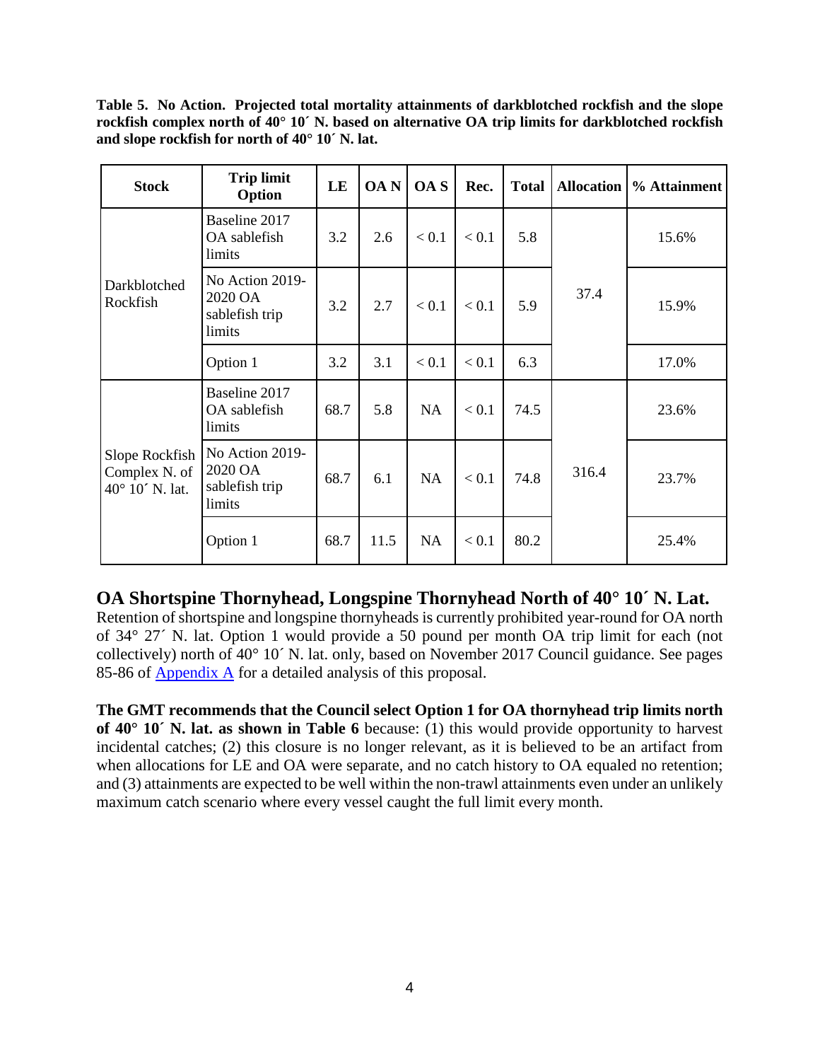**Table 5. No Action. Projected total mortality attainments of darkblotched rockfish and the slope rockfish complex north of 40° 10´ N. based on alternative OA trip limits for darkblotched rockfish and slope rockfish for north of 40° 10´ N. lat.**

| Stock | Trip limit Option | LE | OA N | OA S | Rec. | Total | Allocation | % Attainment |
|---|---|---|---|---|---|---|---|---|
| Darkblotched Rockfish | Baseline 2017 OA sablefish limits | 3.2 | 2.6 | < 0.1 | < 0.1 | 5.8 | 37.4 | 15.6% |
| | No Action 2019-2020 OA sablefish trip limits | 3.2 | 2.7 | < 0.1 | < 0.1 | 5.9 | | 15.9% |
| | Option 1 | 3.2 | 3.1 | < 0.1 | < 0.1 | 6.3 | | 17.0% |
| Slope Rockfish Complex N. of 40° 10´ N. lat. | Baseline 2017 OA sablefish limits | 68.7 | 5.8 | NA | < 0.1 | 74.5 | 316.4 | 23.6% |
| | No Action 2019-2020 OA sablefish trip limits | 68.7 | 6.1 | NA | < 0.1 | 74.8 | | 23.7% |
| | Option 1 | 68.7 | 11.5 | NA | < 0.1 | 80.2 | | 25.4% |

## OA Shortspine Thornyhead, Longspine Thornyhead North of 40° 10´ N. Lat.

Retention of shortspine and longspine thornyheads is currently prohibited year-round for OA north of 34° 27´ N. lat. Option 1 would provide a 50 pound per month OA trip limit for each (not collectively) north of 40° 10´ N. lat. only, based on November 2017 Council guidance. See pages 85-86 of Appendix A for a detailed analysis of this proposal.

**The GMT recommends that the Council select Option 1 for OA thornyhead trip limits north of 40° 10´ N. lat. as shown in Table 6** because: (1) this would provide opportunity to harvest incidental catches; (2) this closure is no longer relevant, as it is believed to be an artifact from when allocations for LE and OA were separate, and no catch history to OA equaled no retention; and (3) attainments are expected to be well within the non-trawl attainments even under an unlikely maximum catch scenario where every vessel caught the full limit every month.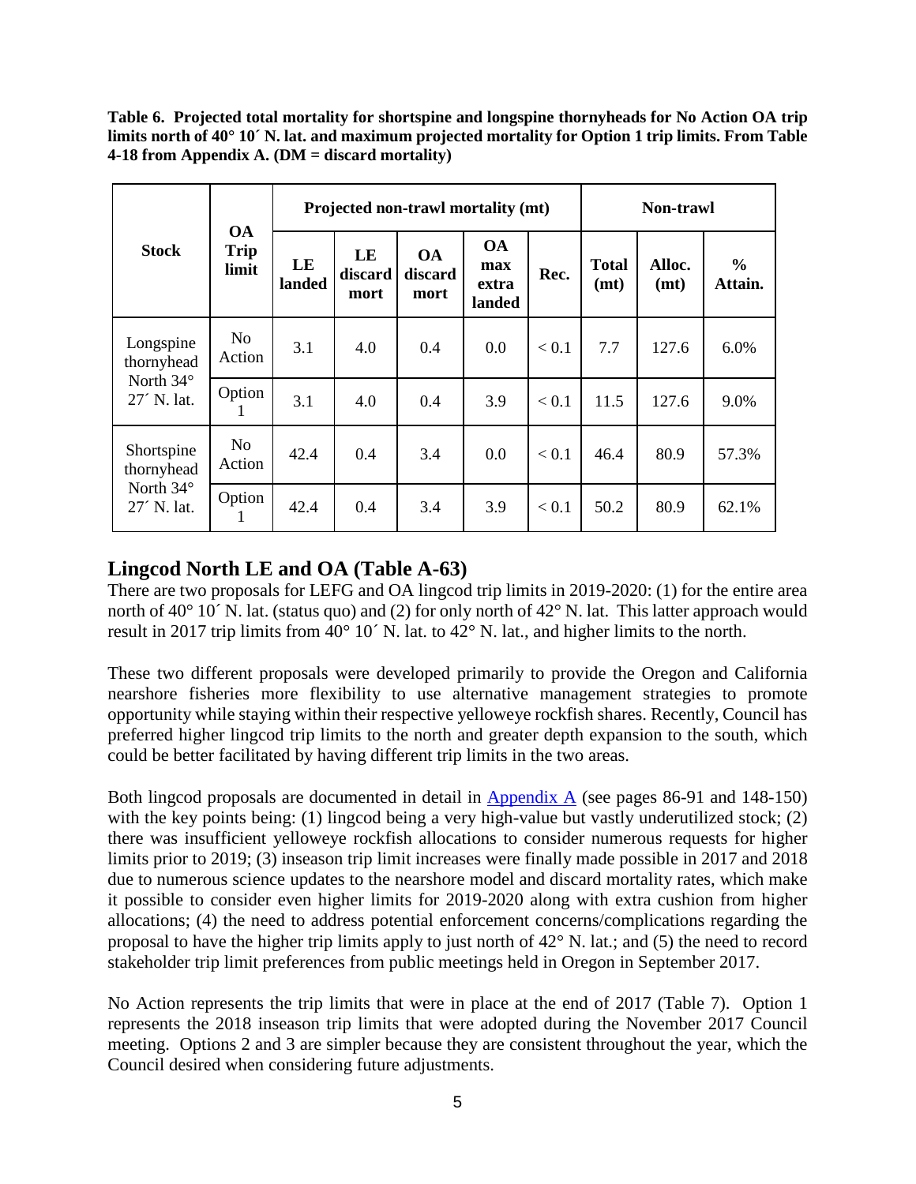**Table 6. Projected total mortality for shortspine and longspine thornyheads for No Action OA trip limits north of 40° 10´ N. lat. and maximum projected mortality for Option 1 trip limits. From Table 4-18 from Appendix A. (DM = discard mortality)**

| Stock | OA Trip limit | Projected non-trawl mortality (mt) | | | | | Non-trawl | | |
|---|---|---|---|---|---|---|---|---|---|
| | | LE landed | LE discard mort | OA discard mort | OA max extra landed | Rec. | Total (mt) | Alloc. (mt) | % Attain. |
| Longspine thornyhead North 34° 27´ N. lat. | No Action | 3.1 | 4.0 | 0.4 | 0.0 | < 0.1 | 7.7 | 127.6 | 6.0% |
| | Option 1 | 3.1 | 4.0 | 0.4 | 3.9 | < 0.1 | 11.5 | 127.6 | 9.0% |
| Shortspine thornyhead North 34° 27´ N. lat. | No Action | 42.4 | 0.4 | 3.4 | 0.0 | < 0.1 | 46.4 | 80.9 | 57.3% |
| | Option 1 | 42.4 | 0.4 | 3.4 | 3.9 | < 0.1 | 50.2 | 80.9 | 62.1% |

## Lingcod North LE and OA (Table A-63)

There are two proposals for LEFG and OA lingcod trip limits in 2019-2020: (1) for the entire area north of 40° 10´ N. lat. (status quo) and (2) for only north of 42° N. lat. This latter approach would result in 2017 trip limits from 40° 10´ N. lat. to 42° N. lat., and higher limits to the north.

These two different proposals were developed primarily to provide the Oregon and California nearshore fisheries more flexibility to use alternative management strategies to promote opportunity while staying within their respective yelloweye rockfish shares. Recently, Council has preferred higher lingcod trip limits to the north and greater depth expansion to the south, which could be better facilitated by having different trip limits in the two areas.

Both lingcod proposals are documented in detail in Appendix A (see pages 86-91 and 148-150) with the key points being: (1) lingcod being a very high-value but vastly underutilized stock; (2) there was insufficient yelloweye rockfish allocations to consider numerous requests for higher limits prior to 2019; (3) inseason trip limit increases were finally made possible in 2017 and 2018 due to numerous science updates to the nearshore model and discard mortality rates, which make it possible to consider even higher limits for 2019-2020 along with extra cushion from higher allocations; (4) the need to address potential enforcement concerns/complications regarding the proposal to have the higher trip limits apply to just north of 42° N. lat.; and (5) the need to record stakeholder trip limit preferences from public meetings held in Oregon in September 2017.

No Action represents the trip limits that were in place at the end of 2017 (Table 7). Option 1 represents the 2018 inseason trip limits that were adopted during the November 2017 Council meeting. Options 2 and 3 are simpler because they are consistent throughout the year, which the Council desired when considering future adjustments.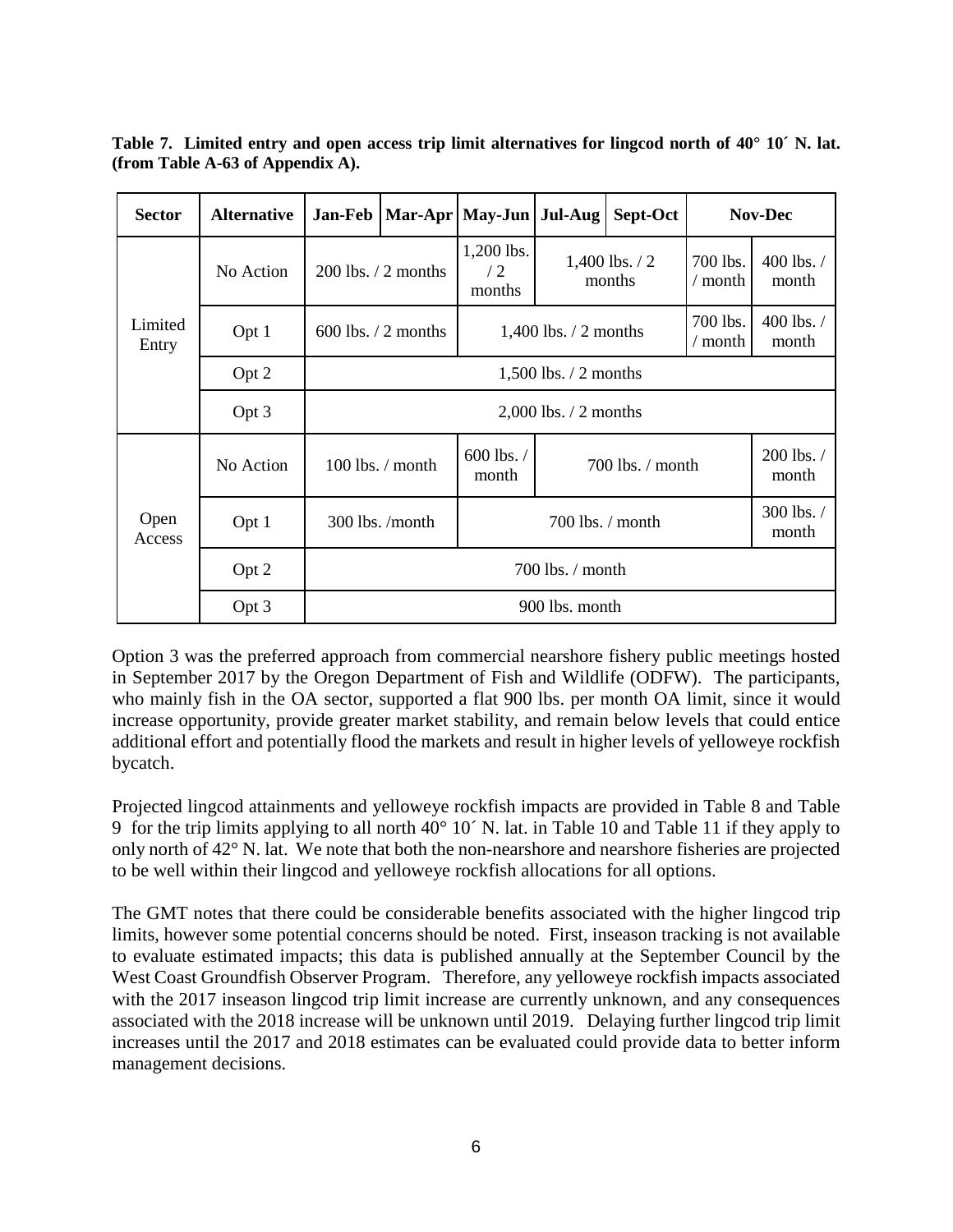**Table 7. Limited entry and open access trip limit alternatives for lingcod north of 40° 10´ N. lat. (from Table A-63 of Appendix A).**

| Sector | Alternative | Jan-Feb | Mar-Apr | May-Jun | Jul-Aug | Sept-Oct | Nov-Dec | |
|---|---|---|---|---|---|---|---|---|
| Limited Entry | No Action | 200 lbs. / 2 months | | 1,200 lbs. / 2 months | 1,400 lbs. / 2 months | | 700 lbs. / month | 400 lbs. / month |
| | Opt 1 | 600 lbs. / 2 months | | 1,400 lbs. / 2 months | | | 700 lbs. / month | 400 lbs. / month |
| | Opt 2 | 1,500 lbs. / 2 months | | | | | | |
| | Opt 3 | 2,000 lbs. / 2 months | | | | | | |
| Open Access | No Action | 100 lbs. / month | | 600 lbs. / month | 700 lbs. / month | | | 200 lbs. / month |
| | Opt 1 | 300 lbs. /month | | 700 lbs. / month | | | | 300 lbs. / month |
| | Opt 2 | 700 lbs. / month | | | | | | |
| | Opt 3 | 900 lbs. month | | | | | | |

Option 3 was the preferred approach from commercial nearshore fishery public meetings hosted in September 2017 by the Oregon Department of Fish and Wildlife (ODFW). The participants, who mainly fish in the OA sector, supported a flat 900 lbs. per month OA limit, since it would increase opportunity, provide greater market stability, and remain below levels that could entice additional effort and potentially flood the markets and result in higher levels of yelloweye rockfish bycatch.

Projected lingcod attainments and yelloweye rockfish impacts are provided in Table 8 and Table 9 for the trip limits applying to all north 40° 10´ N. lat. in Table 10 and Table 11 if they apply to only north of 42° N. lat. We note that both the non-nearshore and nearshore fisheries are projected to be well within their lingcod and yelloweye rockfish allocations for all options.

The GMT notes that there could be considerable benefits associated with the higher lingcod trip limits, however some potential concerns should be noted. First, inseason tracking is not available to evaluate estimated impacts; this data is published annually at the September Council by the West Coast Groundfish Observer Program. Therefore, any yelloweye rockfish impacts associated with the 2017 inseason lingcod trip limit increase are currently unknown, and any consequences associated with the 2018 increase will be unknown until 2019. Delaying further lingcod trip limit increases until the 2017 and 2018 estimates can be evaluated could provide data to better inform management decisions.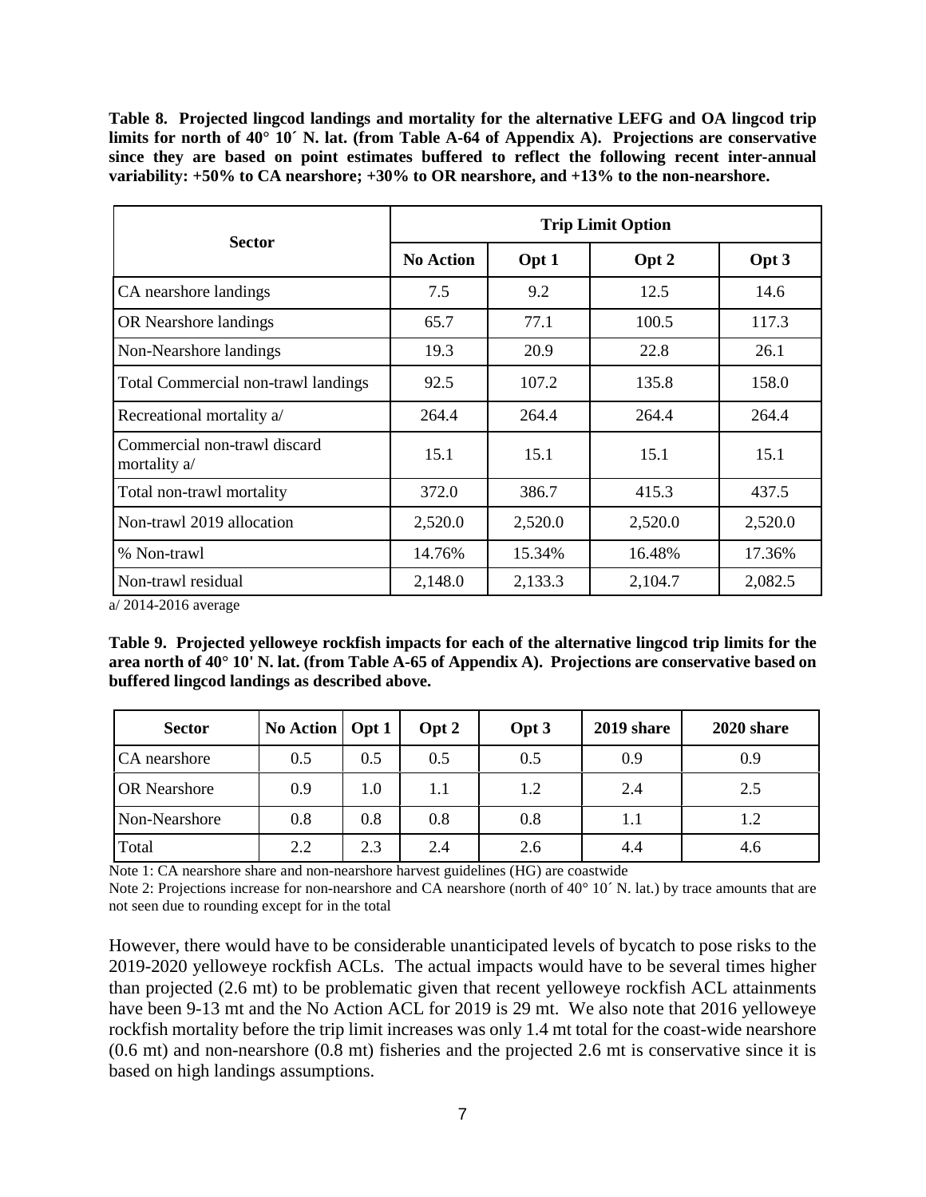**Table 8. Projected lingcod landings and mortality for the alternative LEFG and OA lingcod trip limits for north of 40° 10´ N. lat. (from Table A-64 of Appendix A). Projections are conservative since they are based on point estimates buffered to reflect the following recent inter-annual variability: +50% to CA nearshore; +30% to OR nearshore, and +13% to the non-nearshore.**

| Sector | Trip Limit Option | | | |
|---|---|---|---|---|
| | **No Action** | **Opt 1** | **Opt 2** | **Opt 3** |
| CA nearshore landings | 7.5 | 9.2 | 12.5 | 14.6 |
| OR Nearshore landings | 65.7 | 77.1 | 100.5 | 117.3 |
| Non-Nearshore landings | 19.3 | 20.9 | 22.8 | 26.1 |
| Total Commercial non-trawl landings | 92.5 | 107.2 | 135.8 | 158.0 |
| Recreational mortality a/ | 264.4 | 264.4 | 264.4 | 264.4 |
| Commercial non-trawl discard mortality a/ | 15.1 | 15.1 | 15.1 | 15.1 |
| Total non-trawl mortality | 372.0 | 386.7 | 415.3 | 437.5 |
| Non-trawl 2019 allocation | 2,520.0 | 2,520.0 | 2,520.0 | 2,520.0 |
| % Non-trawl | 14.76% | 15.34% | 16.48% | 17.36% |
| Non-trawl residual | 2,148.0 | 2,133.3 | 2,104.7 | 2,082.5 |

a/ 2014-2016 average

**Table 9. Projected yelloweye rockfish impacts for each of the alternative lingcod trip limits for the area north of 40° 10' N. lat. (from Table A-65 of Appendix A). Projections are conservative based on buffered lingcod landings as described above.**

| Sector | No Action | Opt 1 | Opt 2 | Opt 3 | 2019 share | 2020 share |
|---|---|---|---|---|---|---|
| CA nearshore | 0.5 | 0.5 | 0.5 | 0.5 | 0.9 | 0.9 |
| OR Nearshore | 0.9 | 1.0 | 1.1 | 1.2 | 2.4 | 2.5 |
| Non-Nearshore | 0.8 | 0.8 | 0.8 | 0.8 | 1.1 | 1.2 |
| Total | 2.2 | 2.3 | 2.4 | 2.6 | 4.4 | 4.6 |

Note 1: CA nearshore share and non-nearshore harvest guidelines (HG) are coastwide

Note 2: Projections increase for non-nearshore and CA nearshore (north of 40° 10´ N. lat.) by trace amounts that are not seen due to rounding except for in the total

However, there would have to be considerable unanticipated levels of bycatch to pose risks to the 2019-2020 yelloweye rockfish ACLs. The actual impacts would have to be several times higher than projected (2.6 mt) to be problematic given that recent yelloweye rockfish ACL attainments have been 9-13 mt and the No Action ACL for 2019 is 29 mt. We also note that 2016 yelloweye rockfish mortality before the trip limit increases was only 1.4 mt total for the coast-wide nearshore (0.6 mt) and non-nearshore (0.8 mt) fisheries and the projected 2.6 mt is conservative since it is based on high landings assumptions.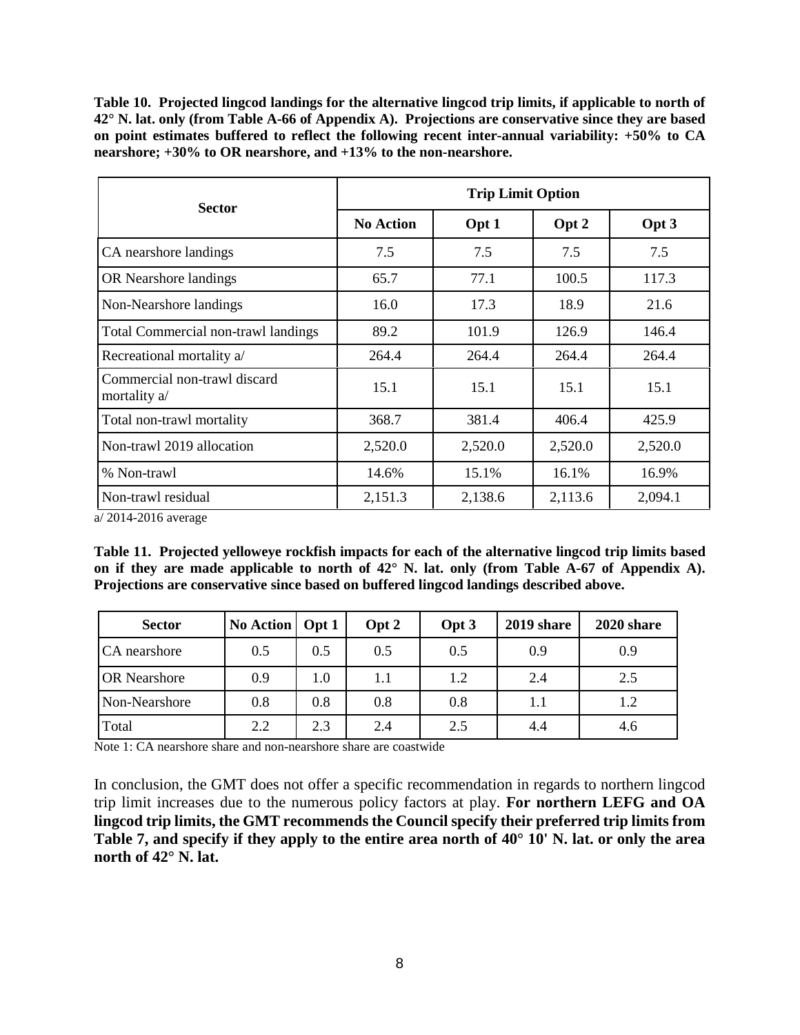**Table 10. Projected lingcod landings for the alternative lingcod trip limits, if applicable to north of 42° N. lat. only (from Table A-66 of Appendix A). Projections are conservative since they are based on point estimates buffered to reflect the following recent inter-annual variability: +50% to CA nearshore; +30% to OR nearshore, and +13% to the non-nearshore.**

| Sector | Trip Limit Option | | | |
|---|---|---|---|---|
| | **No Action** | **Opt 1** | **Opt 2** | **Opt 3** |
| CA nearshore landings | 7.5 | 7.5 | 7.5 | 7.5 |
| OR Nearshore landings | 65.7 | 77.1 | 100.5 | 117.3 |
| Non-Nearshore landings | 16.0 | 17.3 | 18.9 | 21.6 |
| Total Commercial non-trawl landings | 89.2 | 101.9 | 126.9 | 146.4 |
| Recreational mortality a/ | 264.4 | 264.4 | 264.4 | 264.4 |
| Commercial non-trawl discard mortality a/ | 15.1 | 15.1 | 15.1 | 15.1 |
| Total non-trawl mortality | 368.7 | 381.4 | 406.4 | 425.9 |
| Non-trawl 2019 allocation | 2,520.0 | 2,520.0 | 2,520.0 | 2,520.0 |
| % Non-trawl | 14.6% | 15.1% | 16.1% | 16.9% |
| Non-trawl residual | 2,151.3 | 2,138.6 | 2,113.6 | 2,094.1 |

a/ 2014-2016 average

**Table 11. Projected yelloweye rockfish impacts for each of the alternative lingcod trip limits based on if they are made applicable to north of 42° N. lat. only (from Table A-67 of Appendix A). Projections are conservative since based on buffered lingcod landings described above.**

| Sector | No Action | Opt 1 | Opt 2 | Opt 3 | 2019 share | 2020 share |
|---|---|---|---|---|---|---|
| CA nearshore | 0.5 | 0.5 | 0.5 | 0.5 | 0.9 | 0.9 |
| OR Nearshore | 0.9 | 1.0 | 1.1 | 1.2 | 2.4 | 2.5 |
| Non-Nearshore | 0.8 | 0.8 | 0.8 | 0.8 | 1.1 | 1.2 |
| Total | 2.2 | 2.3 | 2.4 | 2.5 | 4.4 | 4.6 |

Note 1: CA nearshore share and non-nearshore share are coastwide

In conclusion, the GMT does not offer a specific recommendation in regards to northern lingcod trip limit increases due to the numerous policy factors at play. **For northern LEFG and OA lingcod trip limits, the GMT recommends the Council specify their preferred trip limits from Table 7, and specify if they apply to the entire area north of 40° 10' N. lat. or only the area north of 42° N. lat.**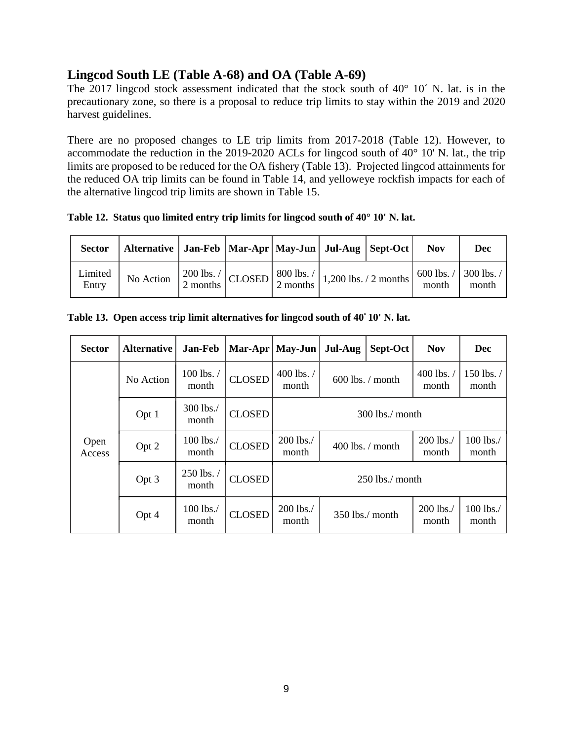## Lingcod South LE (Table A-68) and OA (Table A-69)

The 2017 lingcod stock assessment indicated that the stock south of 40° 10´ N. lat. is in the precautionary zone, so there is a proposal to reduce trip limits to stay within the 2019 and 2020 harvest guidelines.

There are no proposed changes to LE trip limits from 2017-2018 (Table 12). However, to accommodate the reduction in the 2019-2020 ACLs for lingcod south of 40° 10' N. lat., the trip limits are proposed to be reduced for the OA fishery (Table 13). Projected lingcod attainments for the reduced OA trip limits can be found in Table 14, and yelloweye rockfish impacts for each of the alternative lingcod trip limits are shown in Table 15.

**Table 12. Status quo limited entry trip limits for lingcod south of 40° 10' N. lat.**

| Sector | Alternative | Jan-Feb | Mar-Apr | May-Jun | Jul-Aug | Sept-Oct | Nov | Dec |
|---|---|---|---|---|---|---|---|---|
| Limited Entry | No Action | 200 lbs. / 2 months | CLOSED | 800 lbs. / 2 months | 1,200 lbs. / 2 months | | 600 lbs. / month | 300 lbs. / month |

**Table 13. Open access trip limit alternatives for lingcod south of 40° 10' N. lat.**

| Sector | Alternative | Jan-Feb | Mar-Apr | May-Jun | Jul-Aug | Sept-Oct | Nov | Dec |
|---|---|---|---|---|---|---|---|---|
| Open Access | No Action | 100 lbs. / month | CLOSED | 400 lbs. / month | 600 lbs. / month | | 400 lbs. / month | 150 lbs. / month |
| | Opt 1 | 300 lbs./ month | CLOSED | 300 lbs./ month | | | | |
| | Opt 2 | 100 lbs./ month | CLOSED | 200 lbs./ month | 400 lbs. / month | | 200 lbs./ month | 100 lbs./ month |
| | Opt 3 | 250 lbs. / month | CLOSED | 250 lbs./ month | | | | |
| | Opt 4 | 100 lbs./ month | CLOSED | 200 lbs./ month | 350 lbs./ month | | 200 lbs./ month | 100 lbs./ month |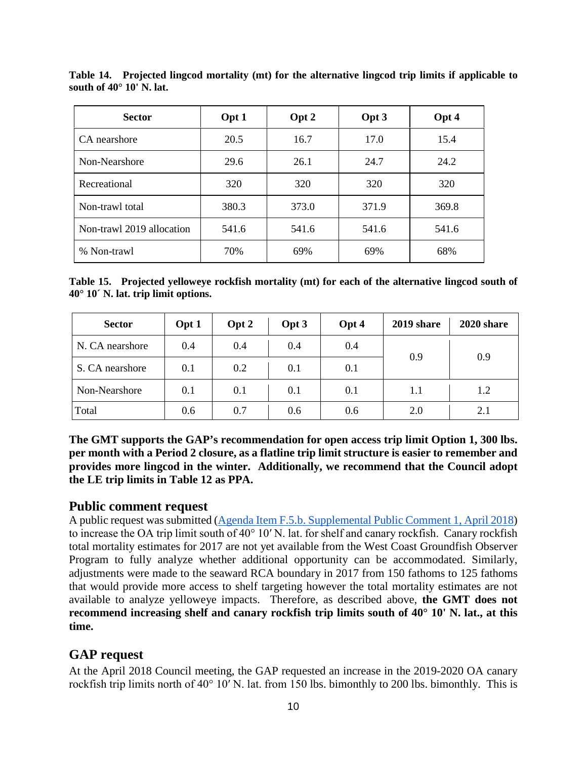**Table 14. Projected lingcod mortality (mt) for the alternative lingcod trip limits if applicable to south of 40° 10' N. lat.**

| Sector | Opt 1 | Opt 2 | Opt 3 | Opt 4 |
|---|---|---|---|---|
| CA nearshore | 20.5 | 16.7 | 17.0 | 15.4 |
| Non-Nearshore | 29.6 | 26.1 | 24.7 | 24.2 |
| Recreational | 320 | 320 | 320 | 320 |
| Non-trawl total | 380.3 | 373.0 | 371.9 | 369.8 |
| Non-trawl 2019 allocation | 541.6 | 541.6 | 541.6 | 541.6 |
| % Non-trawl | 70% | 69% | 69% | 68% |

**Table 15. Projected yelloweye rockfish mortality (mt) for each of the alternative lingcod south of 40° 10´ N. lat. trip limit options.**

| Sector | Opt 1 | Opt 2 | Opt 3 | Opt 4 | 2019 share | 2020 share |
|---|---|---|---|---|---|---|
| N. CA nearshore | 0.4 | 0.4 | 0.4 | 0.4 | 0.9 | 0.9 |
| S. CA nearshore | 0.1 | 0.2 | 0.1 | 0.1 | | |
| Non-Nearshore | 0.1 | 0.1 | 0.1 | 0.1 | 1.1 | 1.2 |
| Total | 0.6 | 0.7 | 0.6 | 0.6 | 2.0 | 2.1 |

**The GMT supports the GAP's recommendation for open access trip limit Option 1, 300 lbs. per month with a Period 2 closure, as a flatline trip limit structure is easier to remember and provides more lingcod in the winter. Additionally, we recommend that the Council adopt the LE trip limits in Table 12 as PPA.**

## Public comment request

A public request was submitted (Agenda Item F.5.b. Supplemental Public Comment 1, April 2018) to increase the OA trip limit south of 40° 10′ N. lat. for shelf and canary rockfish. Canary rockfish total mortality estimates for 2017 are not yet available from the West Coast Groundfish Observer Program to fully analyze whether additional opportunity can be accommodated. Similarly, adjustments were made to the seaward RCA boundary in 2017 from 150 fathoms to 125 fathoms that would provide more access to shelf targeting however the total mortality estimates are not available to analyze yelloweye impacts. Therefore, as described above, **the GMT does not recommend increasing shelf and canary rockfish trip limits south of 40° 10' N. lat., at this time.**

## GAP request

At the April 2018 Council meeting, the GAP requested an increase in the 2019-2020 OA canary rockfish trip limits north of 40° 10′ N. lat. from 150 lbs. bimonthly to 200 lbs. bimonthly. This is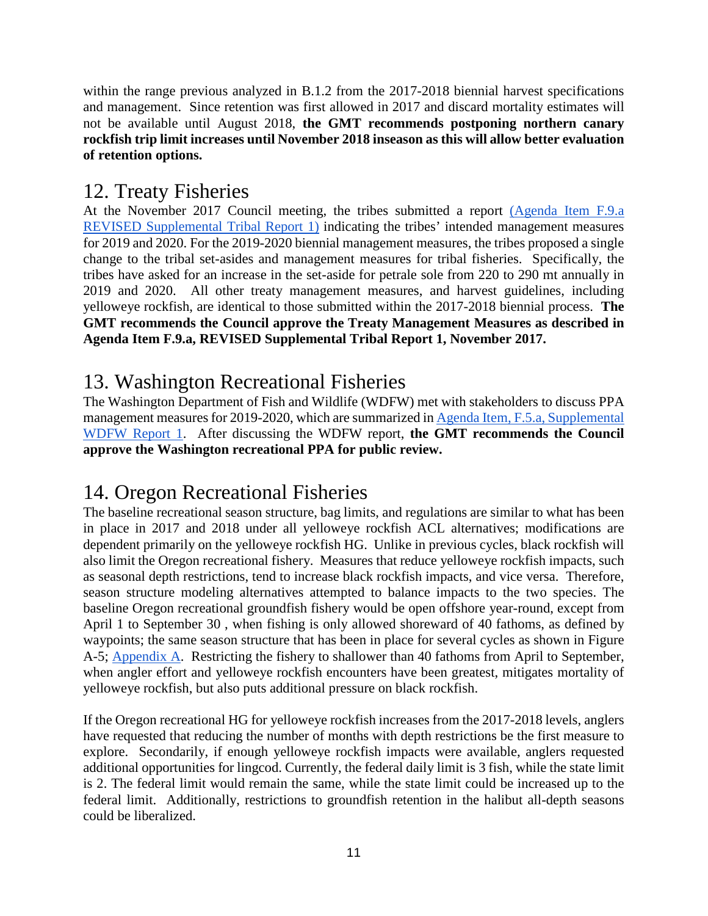within the range previous analyzed in B.1.2 from the 2017-2018 biennial harvest specifications and management. Since retention was first allowed in 2017 and discard mortality estimates will not be available until August 2018, **the GMT recommends postponing northern canary rockfish trip limit increases until November 2018 inseason as this will allow better evaluation of retention options.**

# 12. Treaty Fisheries

At the November 2017 Council meeting, the tribes submitted a report (Agenda Item F.9.a REVISED Supplemental Tribal Report 1) indicating the tribes' intended management measures for 2019 and 2020. For the 2019-2020 biennial management measures, the tribes proposed a single change to the tribal set-asides and management measures for tribal fisheries. Specifically, the tribes have asked for an increase in the set-aside for petrale sole from 220 to 290 mt annually in 2019 and 2020. All other treaty management measures, and harvest guidelines, including yelloweye rockfish, are identical to those submitted within the 2017-2018 biennial process. **The GMT recommends the Council approve the Treaty Management Measures as described in Agenda Item F.9.a, REVISED Supplemental Tribal Report 1, November 2017.**

# 13. Washington Recreational Fisheries

The Washington Department of Fish and Wildlife (WDFW) met with stakeholders to discuss PPA management measures for 2019-2020, which are summarized in Agenda Item, F.5.a, Supplemental WDFW Report 1. After discussing the WDFW report, **the GMT recommends the Council approve the Washington recreational PPA for public review.**

# 14. Oregon Recreational Fisheries

The baseline recreational season structure, bag limits, and regulations are similar to what has been in place in 2017 and 2018 under all yelloweye rockfish ACL alternatives; modifications are dependent primarily on the yelloweye rockfish HG. Unlike in previous cycles, black rockfish will also limit the Oregon recreational fishery. Measures that reduce yelloweye rockfish impacts, such as seasonal depth restrictions, tend to increase black rockfish impacts, and vice versa. Therefore, season structure modeling alternatives attempted to balance impacts to the two species. The baseline Oregon recreational groundfish fishery would be open offshore year-round, except from April 1 to September 30 , when fishing is only allowed shoreward of 40 fathoms, as defined by waypoints; the same season structure that has been in place for several cycles as shown in Figure A-5; Appendix A. Restricting the fishery to shallower than 40 fathoms from April to September, when angler effort and yelloweye rockfish encounters have been greatest, mitigates mortality of yelloweye rockfish, but also puts additional pressure on black rockfish.

If the Oregon recreational HG for yelloweye rockfish increases from the 2017-2018 levels, anglers have requested that reducing the number of months with depth restrictions be the first measure to explore. Secondarily, if enough yelloweye rockfish impacts were available, anglers requested additional opportunities for lingcod. Currently, the federal daily limit is 3 fish, while the state limit is 2. The federal limit would remain the same, while the state limit could be increased up to the federal limit. Additionally, restrictions to groundfish retention in the halibut all-depth seasons could be liberalized.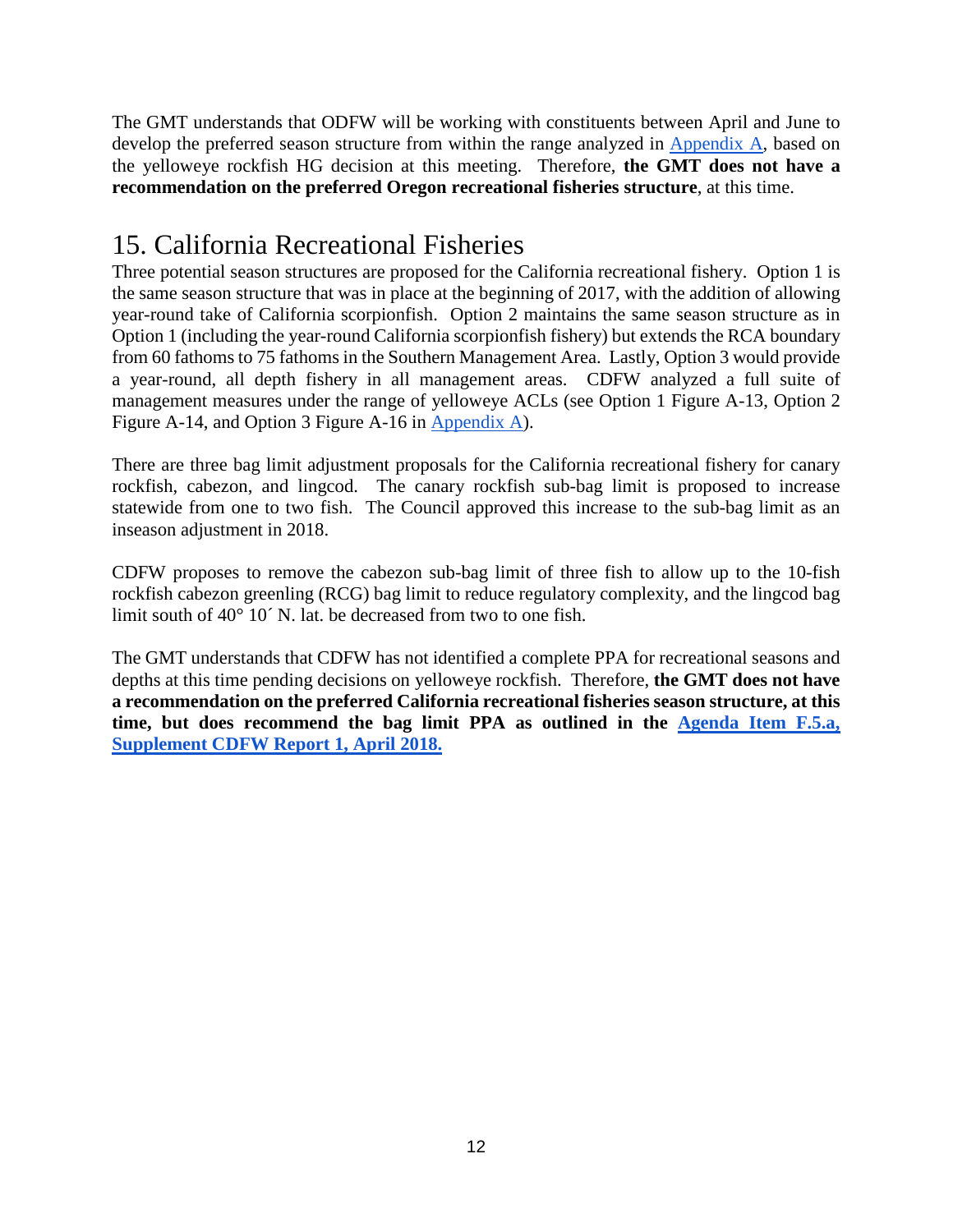The GMT understands that ODFW will be working with constituents between April and June to develop the preferred season structure from within the range analyzed in [Appendix A](), based on the yelloweye rockfish HG decision at this meeting. Therefore, **the GMT does not have a recommendation on the preferred Oregon recreational fisheries structure**, at this time.

# 15. California Recreational Fisheries

Three potential season structures are proposed for the California recreational fishery. Option 1 is the same season structure that was in place at the beginning of 2017, with the addition of allowing year-round take of California scorpionfish. Option 2 maintains the same season structure as in Option 1 (including the year-round California scorpionfish fishery) but extends the RCA boundary from 60 fathoms to 75 fathoms in the Southern Management Area. Lastly, Option 3 would provide a year-round, all depth fishery in all management areas. CDFW analyzed a full suite of management measures under the range of yelloweye ACLs (see Option 1 Figure A-13, Option 2 Figure A-14, and Option 3 Figure A-16 in [Appendix A]()).

There are three bag limit adjustment proposals for the California recreational fishery for canary rockfish, cabezon, and lingcod. The canary rockfish sub-bag limit is proposed to increase statewide from one to two fish. The Council approved this increase to the sub-bag limit as an inseason adjustment in 2018.

CDFW proposes to remove the cabezon sub-bag limit of three fish to allow up to the 10-fish rockfish cabezon greenling (RCG) bag limit to reduce regulatory complexity, and the lingcod bag limit south of 40° 10´ N. lat. be decreased from two to one fish.

The GMT understands that CDFW has not identified a complete PPA for recreational seasons and depths at this time pending decisions on yelloweye rockfish. Therefore, **the GMT does not have a recommendation on the preferred California recreational fisheries season structure, at this time, but does recommend the bag limit PPA as outlined in the [Agenda Item F.5.a, Supplement CDFW Report 1, April 2018.]()**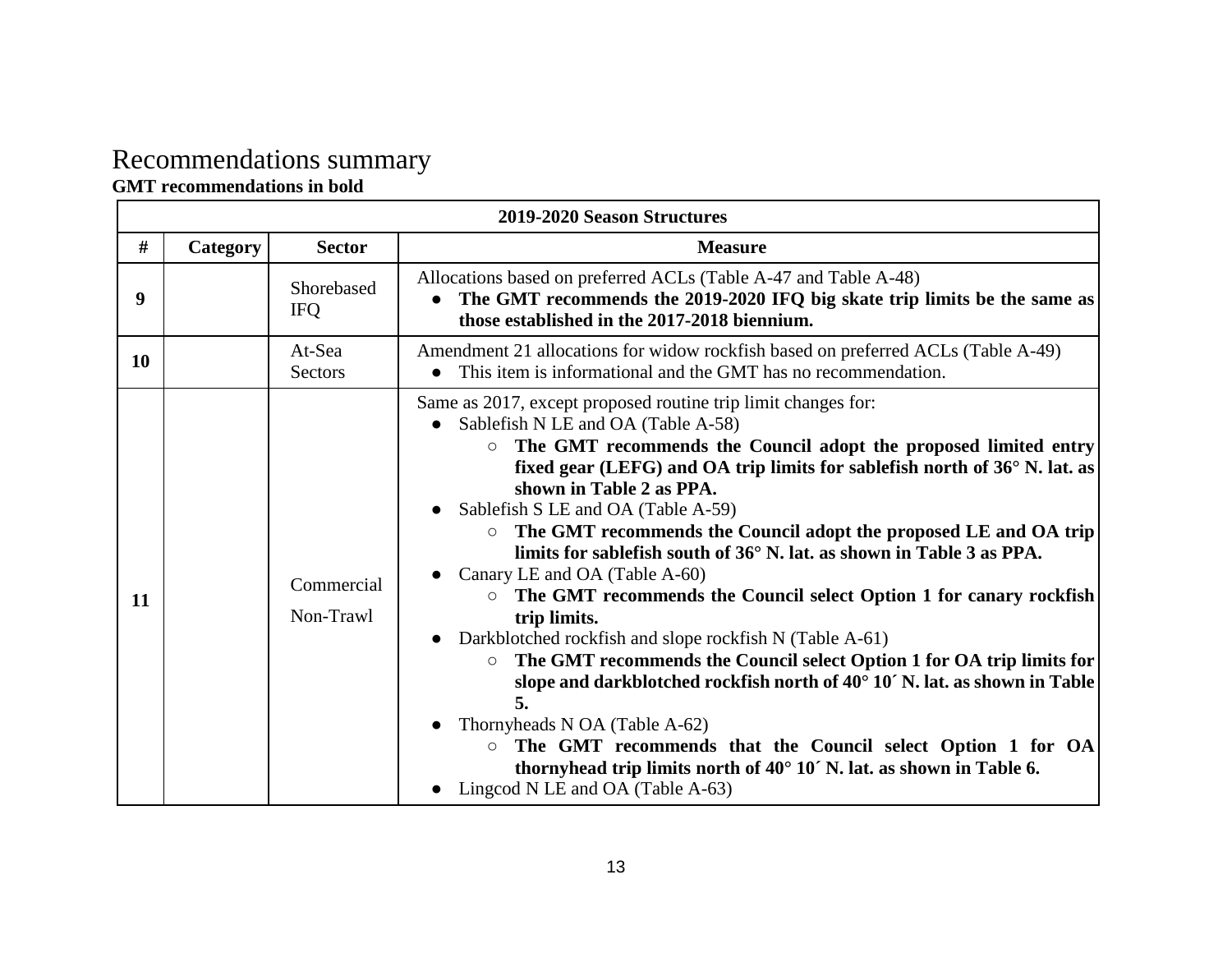# Recommendations summary

**GMT recommendations in bold**

| 2019-2020 Season Structures | | | |
|---|---|---|---|
| **#** | **Category** | **Sector** | **Measure** |
| **9** | | Shorebased IFQ | Allocations based on preferred ACLs (Table A-47 and Table A-48)<br>● **The GMT recommends the 2019-2020 IFQ big skate trip limits be the same as those established in the 2017-2018 biennium.** |
| **10** | | At-Sea Sectors | Amendment 21 allocations for widow rockfish based on preferred ACLs (Table A-49)<br>● This item is informational and the GMT has no recommendation. |
| **11** | | Commercial Non-Trawl | Same as 2017, except proposed routine trip limit changes for:<br>● Sablefish N LE and OA (Table A-58)<br>○ **The GMT recommends the Council adopt the proposed limited entry fixed gear (LEFG) and OA trip limits for sablefish north of 36° N. lat. as shown in Table 2 as PPA.**<br>● Sablefish S LE and OA (Table A-59)<br>○ **The GMT recommends the Council adopt the proposed LE and OA trip limits for sablefish south of 36° N. lat. as shown in Table 3 as PPA.**<br>● Canary LE and OA (Table A-60)<br>○ **The GMT recommends the Council select Option 1 for canary rockfish trip limits.**<br>● Darkblotched rockfish and slope rockfish N (Table A-61)<br>○ **The GMT recommends the Council select Option 1 for OA trip limits for slope and darkblotched rockfish north of 40° 10´ N. lat. as shown in Table 5.**<br>● Thornyheads N OA (Table A-62)<br>○ **The GMT recommends that the Council select Option 1 for OA thornyhead trip limits north of 40° 10´ N. lat. as shown in Table 6.**<br>● Lingcod N LE and OA (Table A-63) |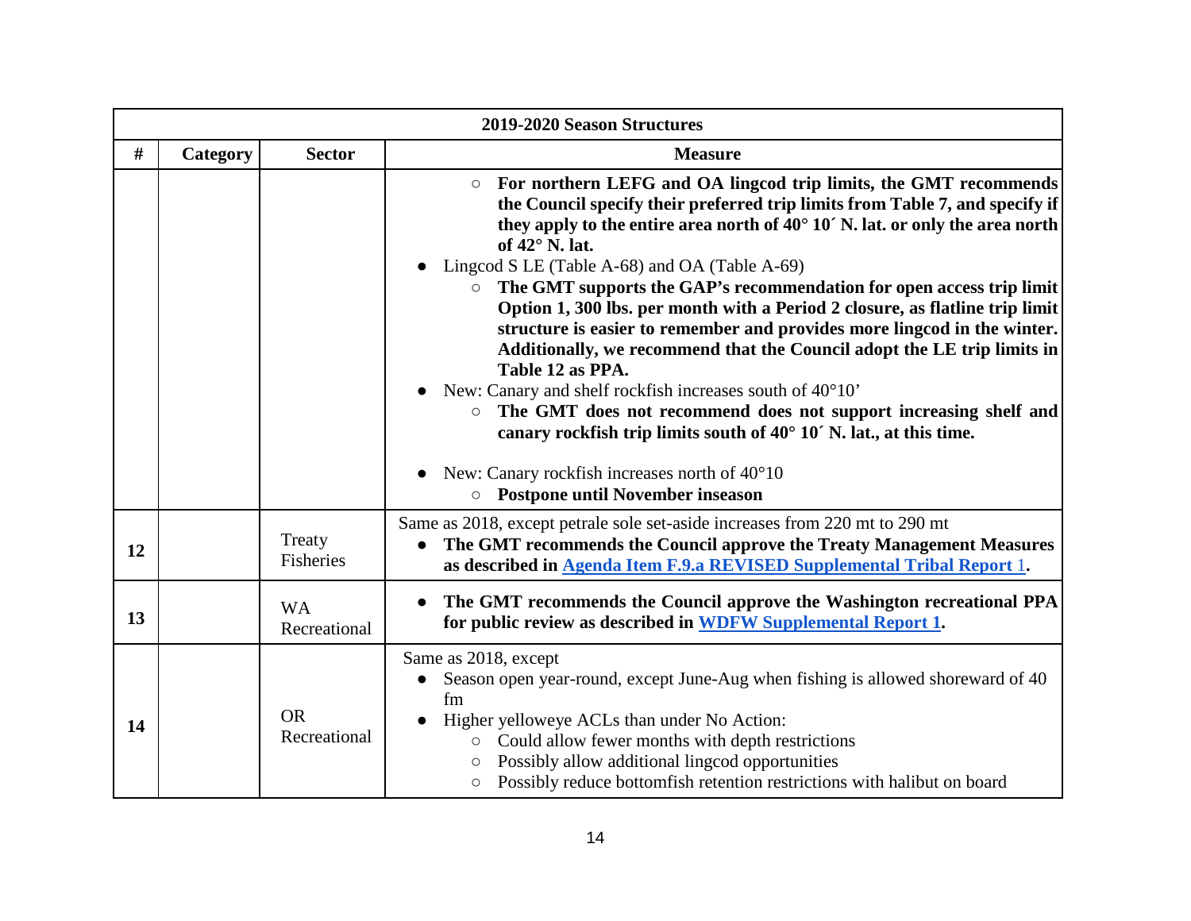| 2019-2020 Season Structures | | | |
|---|---|---|---|
| # | Category | Sector | Measure |
| | | | ○ **For northern LEFG and OA lingcod trip limits, the GMT recommends the Council specify their preferred trip limits from Table 7, and specify if they apply to the entire area north of 40° 10´ N. lat. or only the area north of 42° N. lat.**<br>● Lingcod S LE (Table A-68) and OA (Table A-69)<br>○ **The GMT supports the GAP's recommendation for open access trip limit Option 1, 300 lbs. per month with a Period 2 closure, as flatline trip limit structure is easier to remember and provides more lingcod in the winter. Additionally, we recommend that the Council adopt the LE trip limits in Table 12 as PPA.**<br>● New: Canary and shelf rockfish increases south of 40°10'<br>○ **The GMT does not recommend does not support increasing shelf and canary rockfish trip limits south of 40° 10´ N. lat., at this time.**<br>● New: Canary rockfish increases north of 40°10<br>○ **Postpone until November inseason** |
| 12 | | Treaty Fisheries | Same as 2018, except petrale sole set-aside increases from 220 mt to 290 mt<br>● **The GMT recommends the Council approve the Treaty Management Measures as described in Agenda Item F.9.a REVISED Supplemental Tribal Report 1.** |
| 13 | | WA Recreational | ● **The GMT recommends the Council approve the Washington recreational PPA for public review as described in WDFW Supplemental Report 1.** |
| 14 | | OR Recreational | Same as 2018, except<br>● Season open year-round, except June-Aug when fishing is allowed shoreward of 40 fm<br>● Higher yelloweye ACLs than under No Action:<br>○ Could allow fewer months with depth restrictions<br>○ Possibly allow additional lingcod opportunities<br>○ Possibly reduce bottomfish retention restrictions with halibut on board |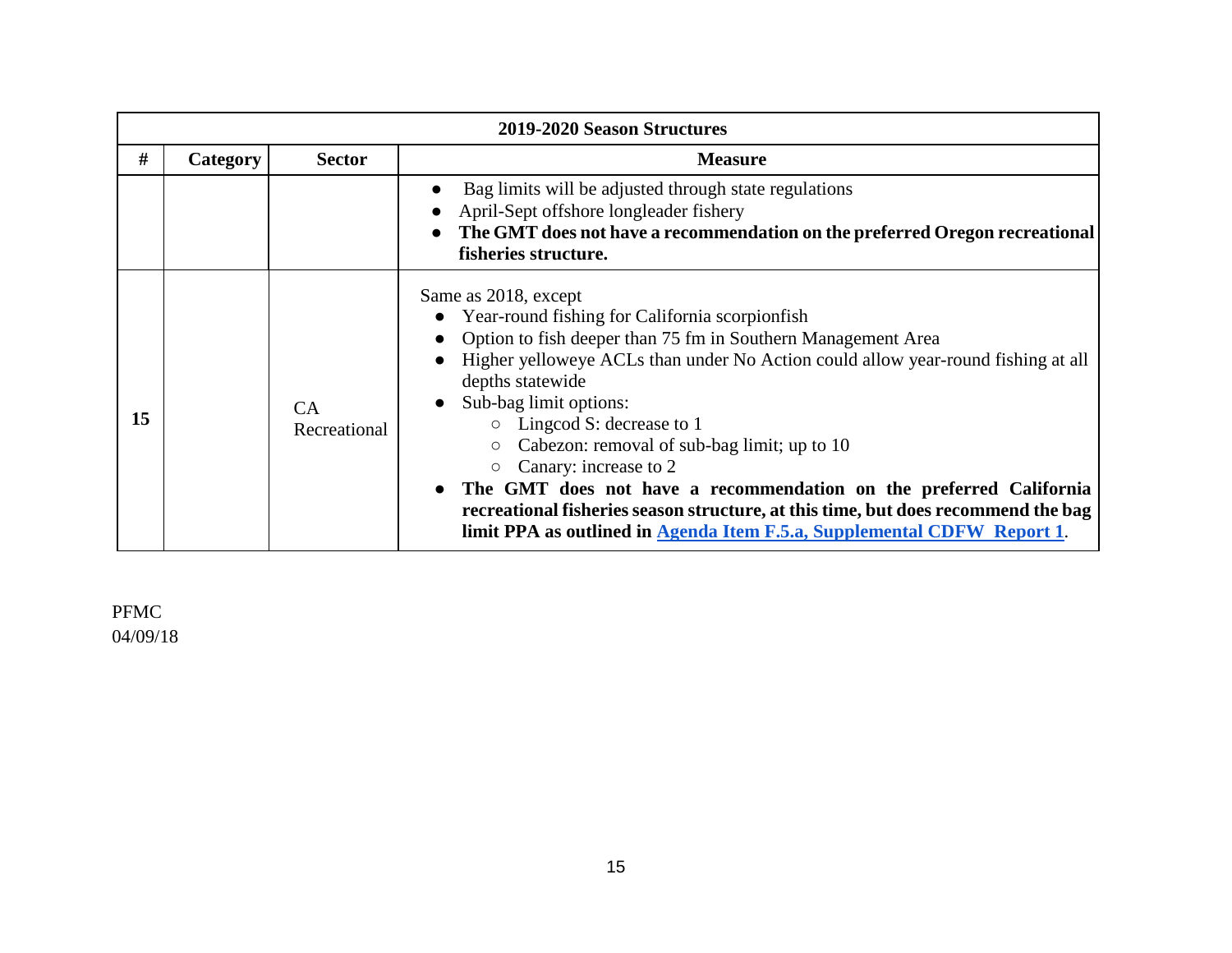| 2019-2020 Season Structures | | | |
|---|---|---|---|
| # | Category | Sector | Measure |
| | | | • Bag limits will be adjusted through state regulations<br>• April-Sept offshore longleader fishery<br>• **The GMT does not have a recommendation on the preferred Oregon recreational fisheries structure.** |
| **15** | | CA Recreational | Same as 2018, except<br>• Year-round fishing for California scorpionfish<br>• Option to fish deeper than 75 fm in Southern Management Area<br>• Higher yelloweye ACLs than under No Action could allow year-round fishing at all depths statewide<br>• Sub-bag limit options:<br>  ○ Lingcod S: decrease to 1<br>  ○ Cabezon: removal of sub-bag limit; up to 10<br>  ○ Canary: increase to 2<br>• **The GMT does not have a recommendation on the preferred California recreational fisheries season structure, at this time, but does recommend the bag limit PPA as outlined in Agenda Item F.5.a, Supplemental CDFW Report 1.** |

PFMC
04/09/18